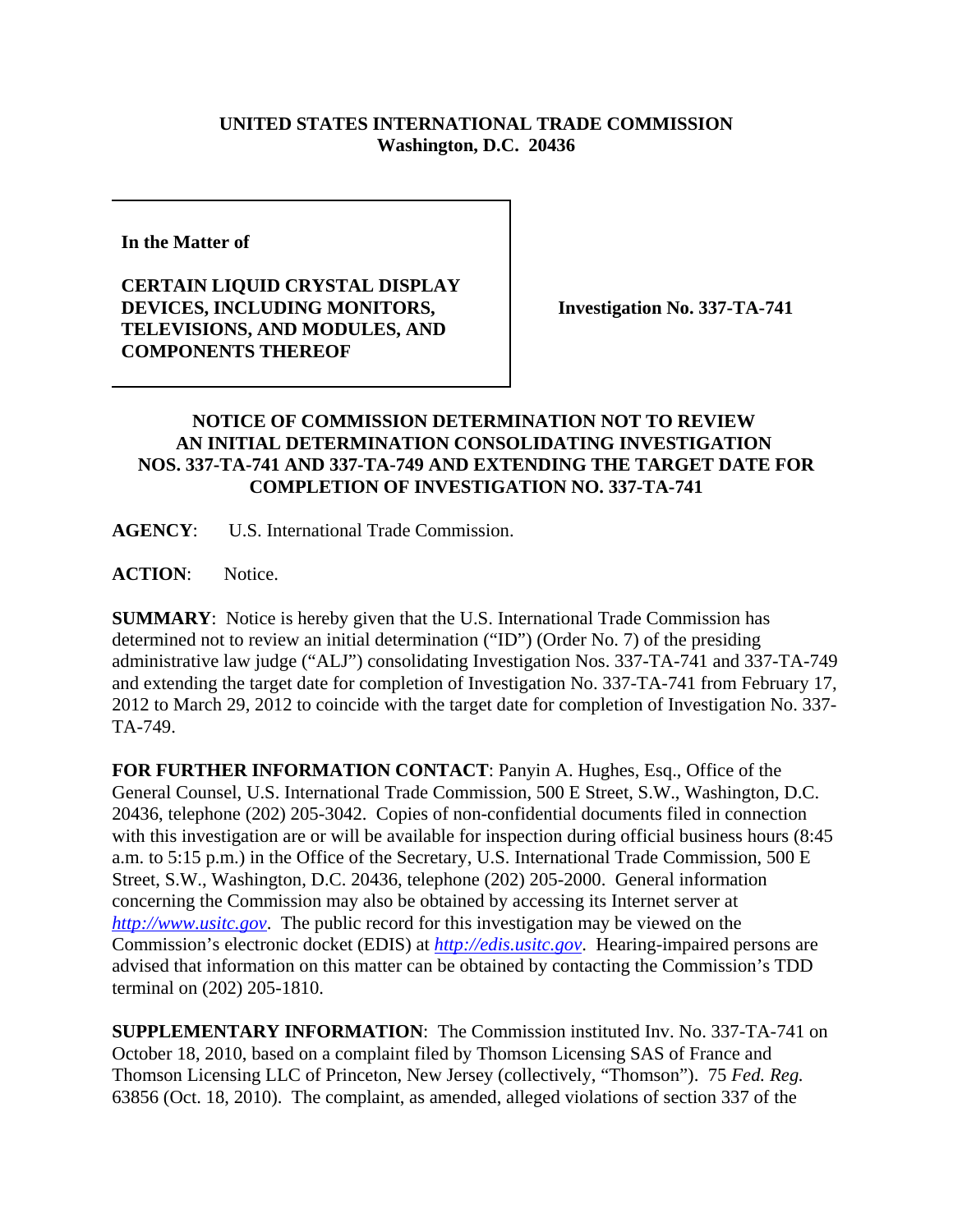**UNITED STATES INTERNATIONAL TRADE COMMISSION**
**Washington, D.C. 20436**

**In the Matter of**

**CERTAIN LIQUID CRYSTAL DISPLAY DEVICES, INCLUDING MONITORS, TELEVISIONS, AND MODULES, AND COMPONENTS THEREOF**

**Investigation No. 337-TA-741**

**NOTICE OF COMMISSION DETERMINATION NOT TO REVIEW AN INITIAL DETERMINATION CONSOLIDATING INVESTIGATION NOS. 337-TA-741 AND 337-TA-749 AND EXTENDING THE TARGET DATE FOR COMPLETION OF INVESTIGATION NO. 337-TA-741**

**AGENCY**: U.S. International Trade Commission.

**ACTION**: Notice.

**SUMMARY**: Notice is hereby given that the U.S. International Trade Commission has determined not to review an initial determination ("ID") (Order No. 7) of the presiding administrative law judge ("ALJ") consolidating Investigation Nos. 337-TA-741 and 337-TA-749 and extending the target date for completion of Investigation No. 337-TA-741 from February 17, 2012 to March 29, 2012 to coincide with the target date for completion of Investigation No. 337-TA-749.

**FOR FURTHER INFORMATION CONTACT**: Panyin A. Hughes, Esq., Office of the General Counsel, U.S. International Trade Commission, 500 E Street, S.W., Washington, D.C. 20436, telephone (202) 205-3042. Copies of non-confidential documents filed in connection with this investigation are or will be available for inspection during official business hours (8:45 a.m. to 5:15 p.m.) in the Office of the Secretary, U.S. International Trade Commission, 500 E Street, S.W., Washington, D.C. 20436, telephone (202) 205-2000. General information concerning the Commission may also be obtained by accessing its Internet server at *http://www.usitc.gov*. The public record for this investigation may be viewed on the Commission's electronic docket (EDIS) at *http://edis.usitc.gov*. Hearing-impaired persons are advised that information on this matter can be obtained by contacting the Commission's TDD terminal on (202) 205-1810.

**SUPPLEMENTARY INFORMATION**: The Commission instituted Inv. No. 337-TA-741 on October 18, 2010, based on a complaint filed by Thomson Licensing SAS of France and Thomson Licensing LLC of Princeton, New Jersey (collectively, "Thomson"). 75 *Fed. Reg.* 63856 (Oct. 18, 2010). The complaint, as amended, alleged violations of section 337 of the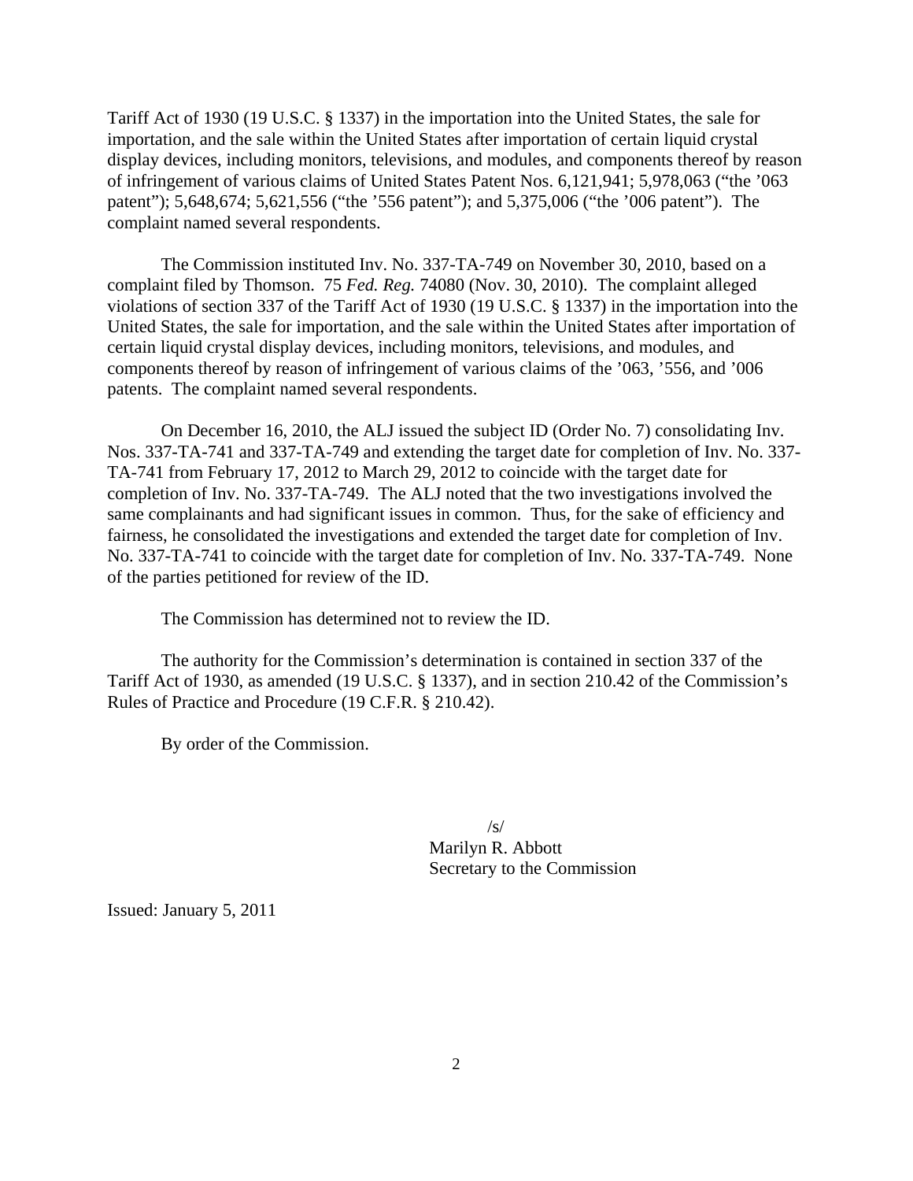Tariff Act of 1930 (19 U.S.C. § 1337) in the importation into the United States, the sale for importation, and the sale within the United States after importation of certain liquid crystal display devices, including monitors, televisions, and modules, and components thereof by reason of infringement of various claims of United States Patent Nos. 6,121,941; 5,978,063 ("the '063 patent"); 5,648,674; 5,621,556 ("the '556 patent"); and 5,375,006 ("the '006 patent"). The complaint named several respondents.

The Commission instituted Inv. No. 337-TA-749 on November 30, 2010, based on a complaint filed by Thomson. 75 *Fed. Reg.* 74080 (Nov. 30, 2010). The complaint alleged violations of section 337 of the Tariff Act of 1930 (19 U.S.C. § 1337) in the importation into the United States, the sale for importation, and the sale within the United States after importation of certain liquid crystal display devices, including monitors, televisions, and modules, and components thereof by reason of infringement of various claims of the '063, '556, and '006 patents. The complaint named several respondents.

On December 16, 2010, the ALJ issued the subject ID (Order No. 7) consolidating Inv. Nos. 337-TA-741 and 337-TA-749 and extending the target date for completion of Inv. No. 337-TA-741 from February 17, 2012 to March 29, 2012 to coincide with the target date for completion of Inv. No. 337-TA-749. The ALJ noted that the two investigations involved the same complainants and had significant issues in common. Thus, for the sake of efficiency and fairness, he consolidated the investigations and extended the target date for completion of Inv. No. 337-TA-741 to coincide with the target date for completion of Inv. No. 337-TA-749. None of the parties petitioned for review of the ID.

The Commission has determined not to review the ID.

The authority for the Commission's determination is contained in section 337 of the Tariff Act of 1930, as amended (19 U.S.C. § 1337), and in section 210.42 of the Commission's Rules of Practice and Procedure (19 C.F.R. § 210.42).

By order of the Commission.

/s/
Marilyn R. Abbott
Secretary to the Commission

Issued: January 5, 2011